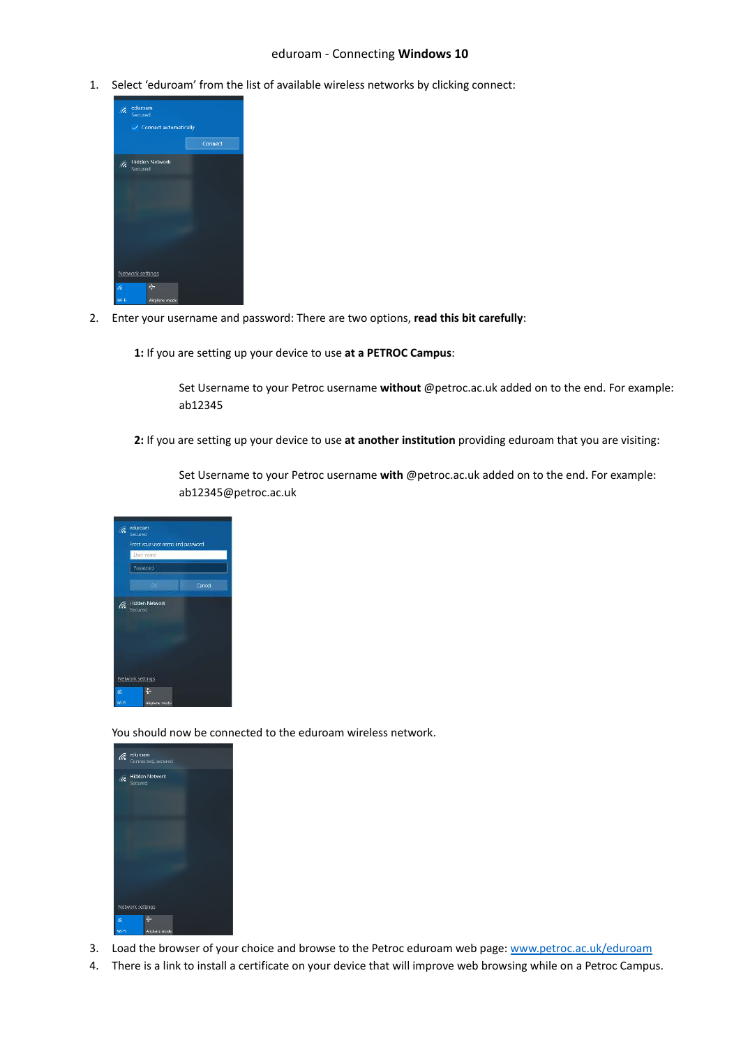eduroam - Connecting **Windows 10**

1. Select 'eduroam' from the list of available wireless networks by clicking connect:

2. Enter your username and password: There are two options, **read this bit carefully**:

   **1:** If you are setting up your device to use **at a PETROC Campus**:

   > Set Username to your Petroc username **without** @petroc.ac.uk added on to the end. For example: ab12345

   **2:** If you are setting up your device to use **at another institution** providing eduroam that you are visiting:

   > Set Username to your Petroc username **with** @petroc.ac.uk added on to the end. For example: ab12345@petroc.ac.uk

   You should now be connected to the eduroam wireless network.

3. Load the browser of your choice and browse to the Petroc eduroam web page: [www.petroc.ac.uk/eduroam](www.petroc.ac.uk/eduroam)
4. There is a link to install a certificate on your device that will improve web browsing while on a Petroc Campus.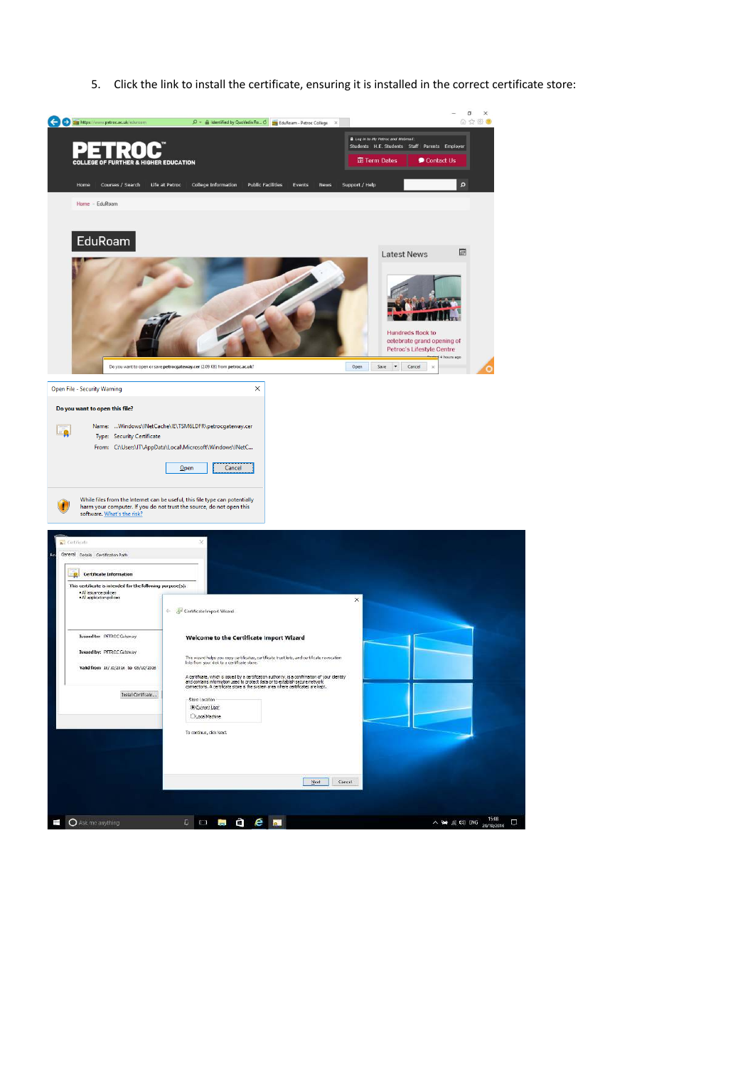5. Click the link to install the certificate, ensuring it is installed in the correct certificate store: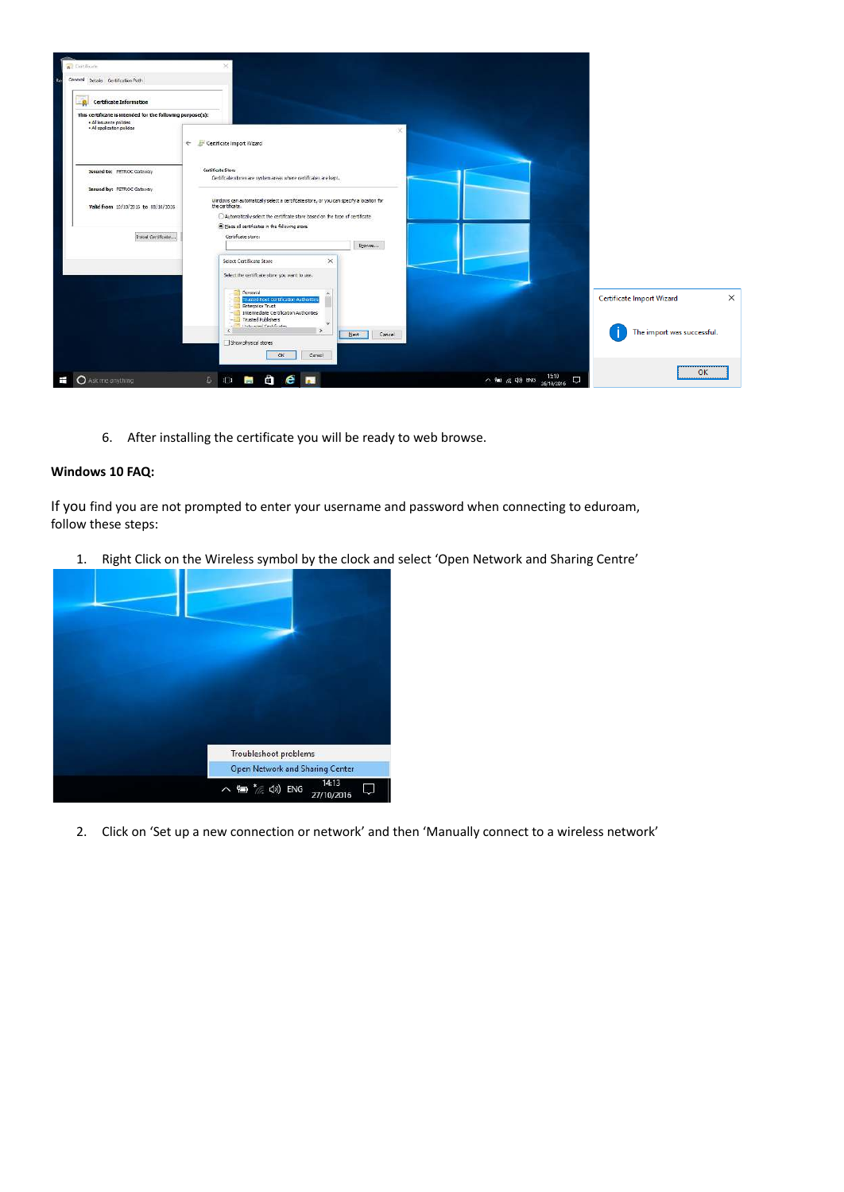6. After installing the certificate you will be ready to web browse.

**Windows 10 FAQ:**

If you find you are not prompted to enter your username and password when connecting to eduroam, follow these steps:

1. Right Click on the Wireless symbol by the clock and select 'Open Network and Sharing Centre'

2. Click on 'Set up a new connection or network' and then 'Manually connect to a wireless network'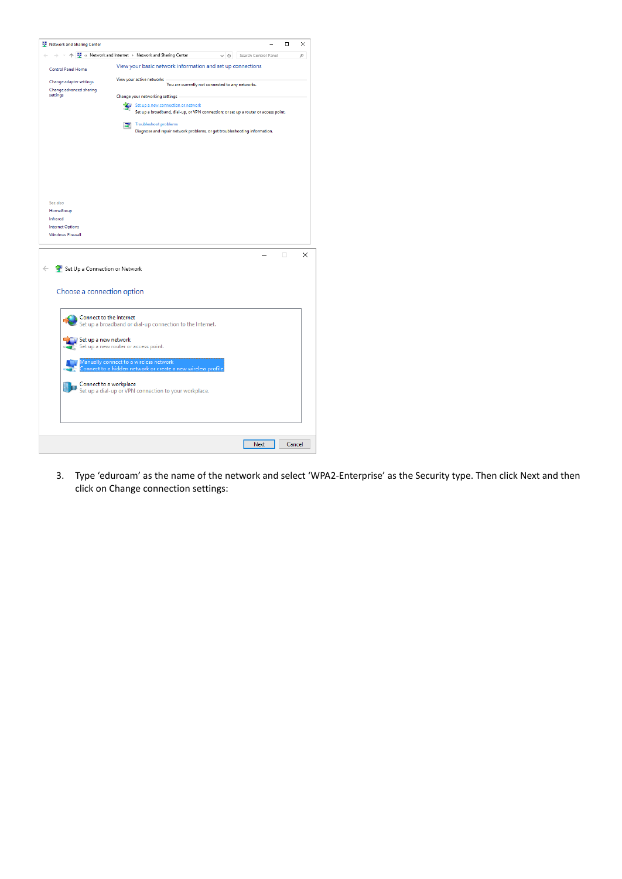3. Type ‘eduroam’ as the name of the network and select ‘WPA2-Enterprise’ as the Security type. Then click Next and then click on Change connection settings: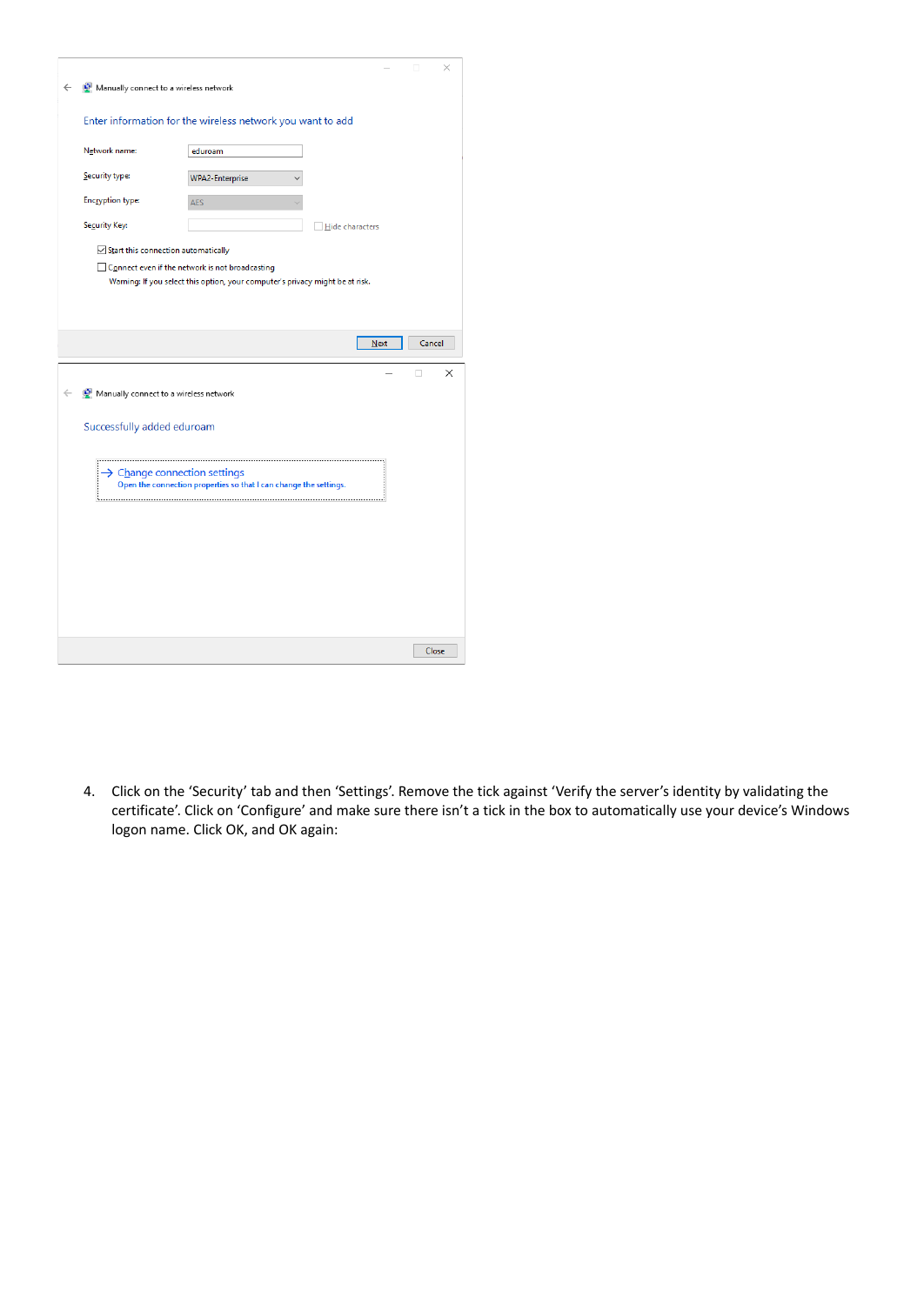4. Click on the 'Security' tab and then 'Settings'. Remove the tick against 'Verify the server's identity by validating the certificate'. Click on 'Configure' and make sure there isn't a tick in the box to automatically use your device's Windows logon name. Click OK, and OK again: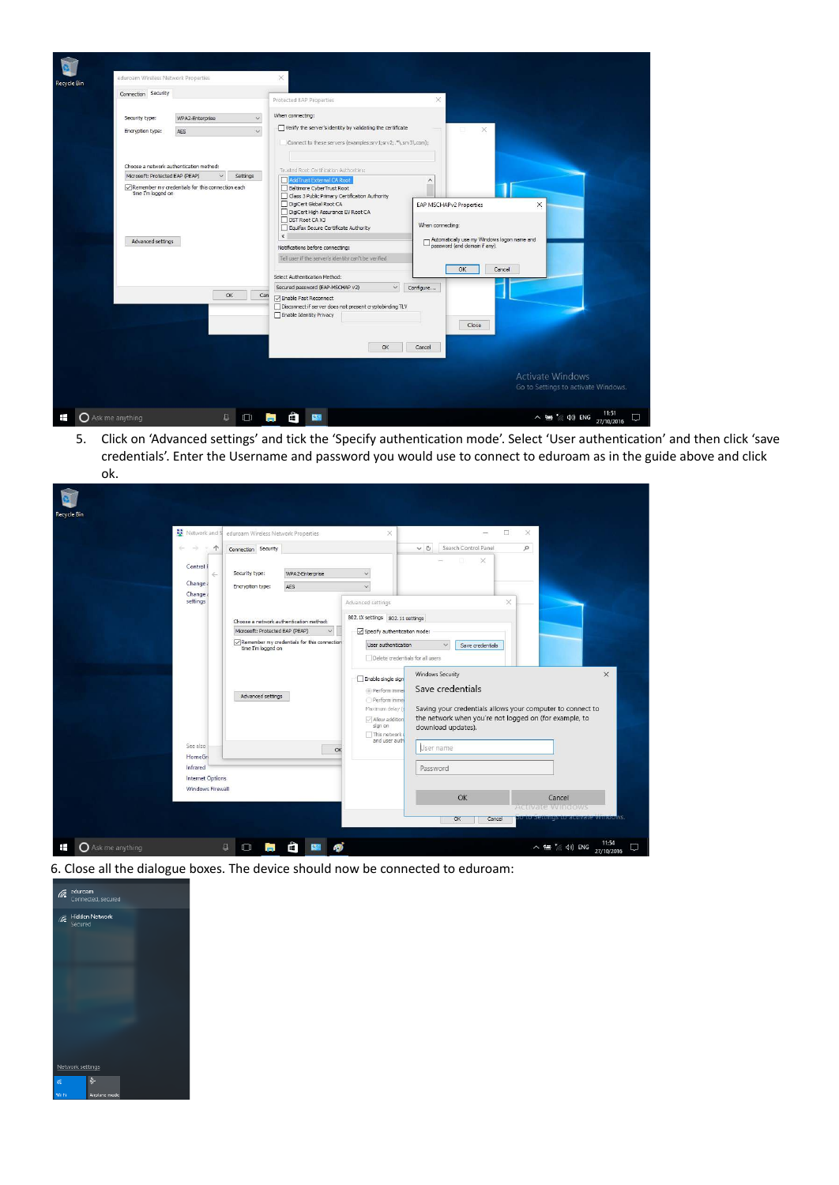5. Click on 'Advanced settings' and tick the 'Specify authentication mode'. Select 'User authentication' and then click 'save credentials'. Enter the Username and password you would use to connect to eduroam as in the guide above and click ok.

6. Close all the dialogue boxes. The device should now be connected to eduroam: